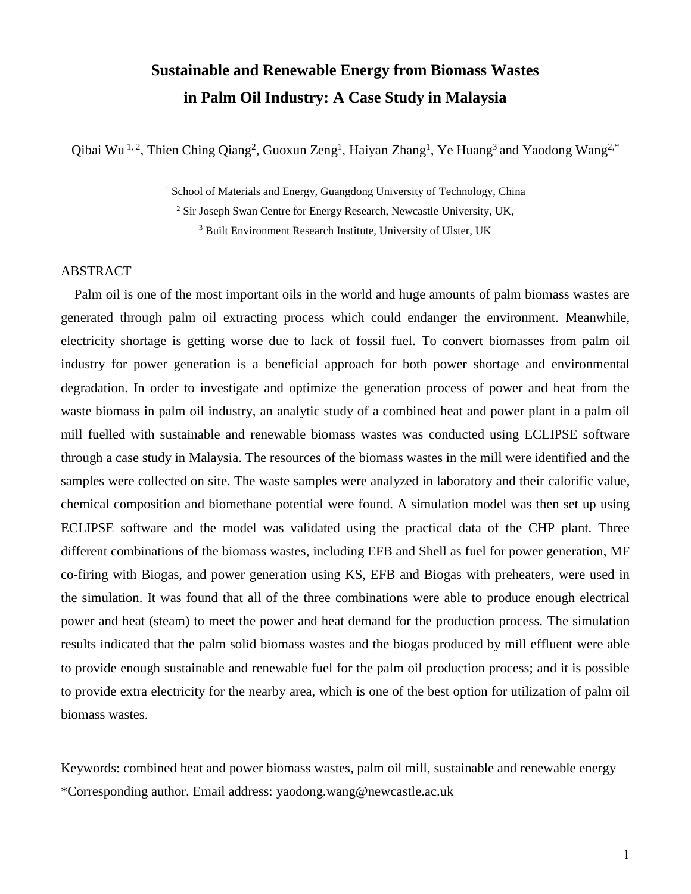# Sustainable and Renewable Energy from Biomass Wastes in Palm Oil Industry: A Case Study in Malaysia

Qibai Wu [1, 2], Thien Ching Qiang[2], Guoxun Zeng[1], Haiyan Zhang[1], Ye Huang[3] and Yaodong Wang[2,*]

[1] School of Materials and Energy, Guangdong University of Technology, China

[2] Sir Joseph Swan Centre for Energy Research, Newcastle University, UK,

[3] Built Environment Research Institute, University of Ulster, UK

## ABSTRACT

Palm oil is one of the most important oils in the world and huge amounts of palm biomass wastes are generated through palm oil extracting process which could endanger the environment. Meanwhile, electricity shortage is getting worse due to lack of fossil fuel. To convert biomasses from palm oil industry for power generation is a beneficial approach for both power shortage and environmental degradation. In order to investigate and optimize the generation process of power and heat from the waste biomass in palm oil industry, an analytic study of a combined heat and power plant in a palm oil mill fuelled with sustainable and renewable biomass wastes was conducted using ECLIPSE software through a case study in Malaysia. The resources of the biomass wastes in the mill were identified and the samples were collected on site. The waste samples were analyzed in laboratory and their calorific value, chemical composition and biomethane potential were found. A simulation model was then set up using ECLIPSE software and the model was validated using the practical data of the CHP plant. Three different combinations of the biomass wastes, including EFB and Shell as fuel for power generation, MF co-firing with Biogas, and power generation using KS, EFB and Biogas with preheaters, were used in the simulation. It was found that all of the three combinations were able to produce enough electrical power and heat (steam) to meet the power and heat demand for the production process. The simulation results indicated that the palm solid biomass wastes and the biogas produced by mill effluent were able to provide enough sustainable and renewable fuel for the palm oil production process; and it is possible to provide extra electricity for the nearby area, which is one of the best option for utilization of palm oil biomass wastes.

Keywords: combined heat and power biomass wastes, palm oil mill, sustainable and renewable energy

*Corresponding author. Email address: yaodong.wang@newcastle.ac.uk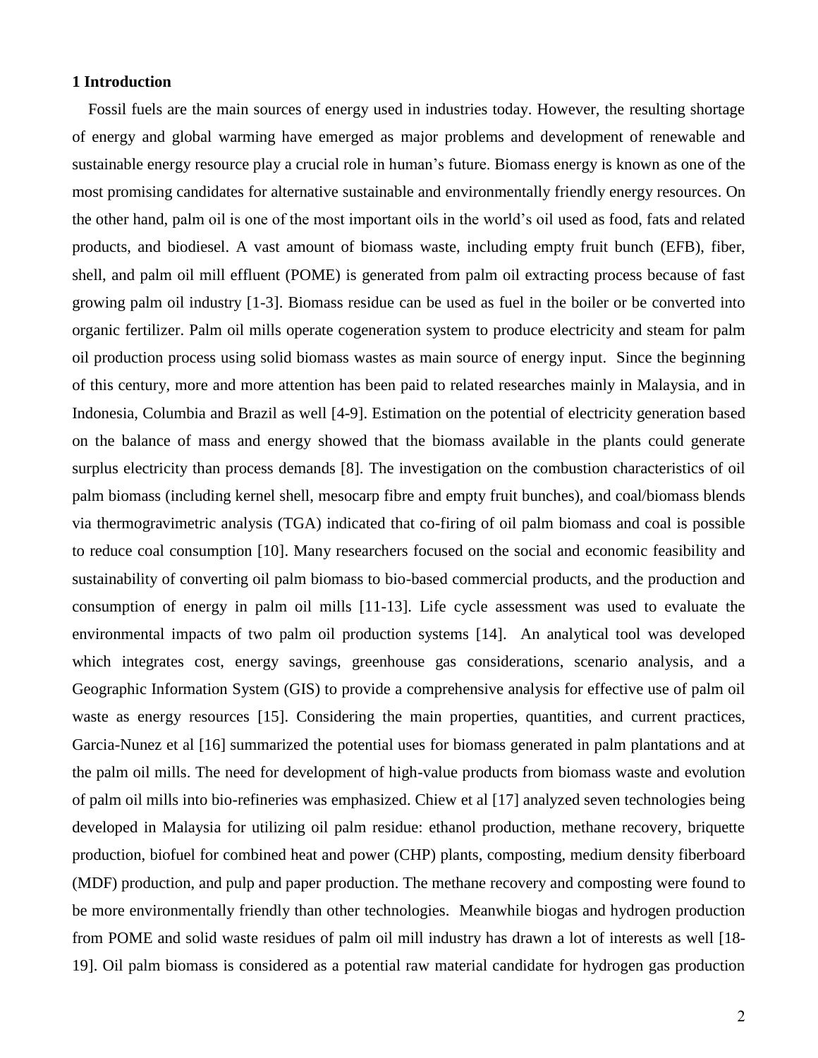## 1 Introduction

Fossil fuels are the main sources of energy used in industries today. However, the resulting shortage of energy and global warming have emerged as major problems and development of renewable and sustainable energy resource play a crucial role in human's future. Biomass energy is known as one of the most promising candidates for alternative sustainable and environmentally friendly energy resources. On the other hand, palm oil is one of the most important oils in the world's oil used as food, fats and related products, and biodiesel. A vast amount of biomass waste, including empty fruit bunch (EFB), fiber, shell, and palm oil mill effluent (POME) is generated from palm oil extracting process because of fast growing palm oil industry [1-3]. Biomass residue can be used as fuel in the boiler or be converted into organic fertilizer. Palm oil mills operate cogeneration system to produce electricity and steam for palm oil production process using solid biomass wastes as main source of energy input. Since the beginning of this century, more and more attention has been paid to related researches mainly in Malaysia, and in Indonesia, Columbia and Brazil as well [4-9]. Estimation on the potential of electricity generation based on the balance of mass and energy showed that the biomass available in the plants could generate surplus electricity than process demands [8]. The investigation on the combustion characteristics of oil palm biomass (including kernel shell, mesocarp fibre and empty fruit bunches), and coal/biomass blends via thermogravimetric analysis (TGA) indicated that co-firing of oil palm biomass and coal is possible to reduce coal consumption [10]. Many researchers focused on the social and economic feasibility and sustainability of converting oil palm biomass to bio-based commercial products, and the production and consumption of energy in palm oil mills [11-13]. Life cycle assessment was used to evaluate the environmental impacts of two palm oil production systems [14]. An analytical tool was developed which integrates cost, energy savings, greenhouse gas considerations, scenario analysis, and a Geographic Information System (GIS) to provide a comprehensive analysis for effective use of palm oil waste as energy resources [15]. Considering the main properties, quantities, and current practices, Garcia-Nunez et al [16] summarized the potential uses for biomass generated in palm plantations and at the palm oil mills. The need for development of high-value products from biomass waste and evolution of palm oil mills into bio-refineries was emphasized. Chiew et al [17] analyzed seven technologies being developed in Malaysia for utilizing oil palm residue: ethanol production, methane recovery, briquette production, biofuel for combined heat and power (CHP) plants, composting, medium density fiberboard (MDF) production, and pulp and paper production. The methane recovery and composting were found to be more environmentally friendly than other technologies. Meanwhile biogas and hydrogen production from POME and solid waste residues of palm oil mill industry has drawn a lot of interests as well [18-19]. Oil palm biomass is considered as a potential raw material candidate for hydrogen gas production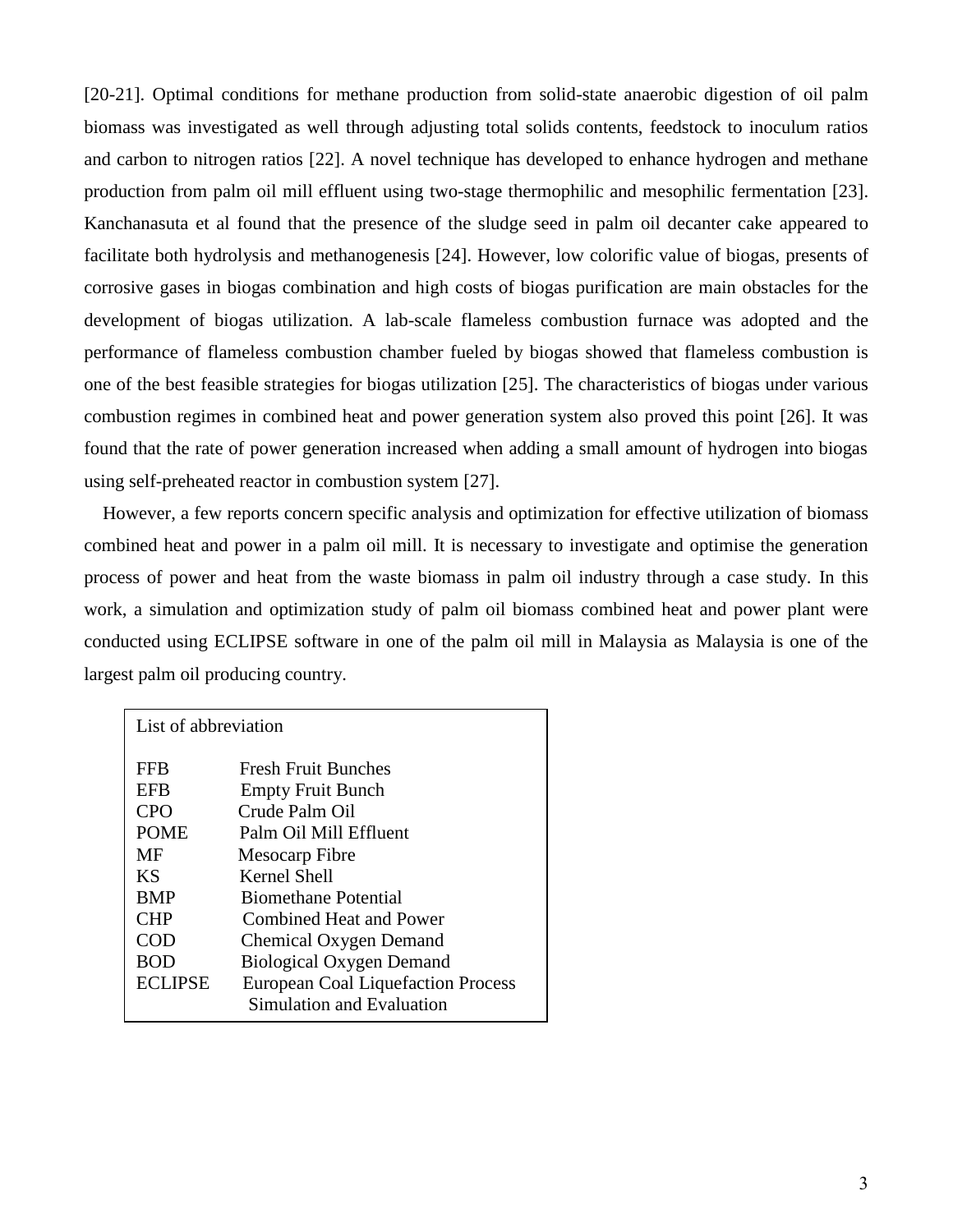[20-21]. Optimal conditions for methane production from solid-state anaerobic digestion of oil palm biomass was investigated as well through adjusting total solids contents, feedstock to inoculum ratios and carbon to nitrogen ratios [22]. A novel technique has developed to enhance hydrogen and methane production from palm oil mill effluent using two-stage thermophilic and mesophilic fermentation [23]. Kanchanasuta et al found that the presence of the sludge seed in palm oil decanter cake appeared to facilitate both hydrolysis and methanogenesis [24]. However, low colorific value of biogas, presents of corrosive gases in biogas combination and high costs of biogas purification are main obstacles for the development of biogas utilization. A lab-scale flameless combustion furnace was adopted and the performance of flameless combustion chamber fueled by biogas showed that flameless combustion is one of the best feasible strategies for biogas utilization [25]. The characteristics of biogas under various combustion regimes in combined heat and power generation system also proved this point [26]. It was found that the rate of power generation increased when adding a small amount of hydrogen into biogas using self-preheated reactor in combustion system [27].

However, a few reports concern specific analysis and optimization for effective utilization of biomass combined heat and power in a palm oil mill. It is necessary to investigate and optimise the generation process of power and heat from the waste biomass in palm oil industry through a case study. In this work, a simulation and optimization study of palm oil biomass combined heat and power plant were conducted using ECLIPSE software in one of the palm oil mill in Malaysia as Malaysia is one of the largest palm oil producing country.

| List of abbreviation | |
|---|---|
| FFB | Fresh Fruit Bunches |
| EFB | Empty Fruit Bunch |
| CPO | Crude Palm Oil |
| POME | Palm Oil Mill Effluent |
| MF | Mesocarp Fibre |
| KS | Kernel Shell |
| BMP | Biomethane Potential |
| CHP | Combined Heat and Power |
| COD | Chemical Oxygen Demand |
| BOD | Biological Oxygen Demand |
| ECLIPSE | European Coal Liquefaction Process Simulation and Evaluation |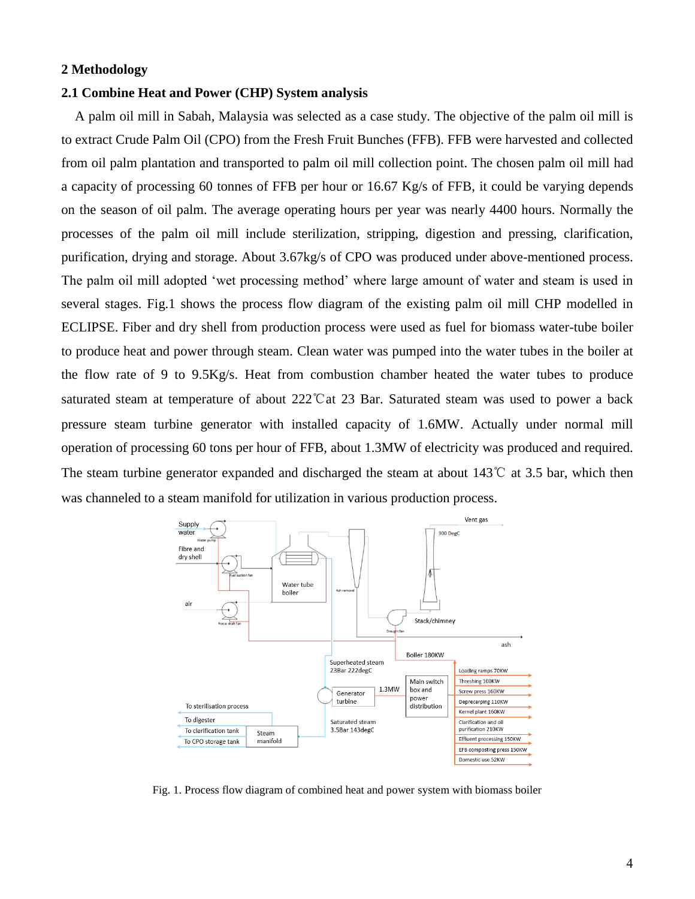# 2 Methodology

## 2.1 Combine Heat and Power (CHP) System analysis

A palm oil mill in Sabah, Malaysia was selected as a case study. The objective of the palm oil mill is to extract Crude Palm Oil (CPO) from the Fresh Fruit Bunches (FFB). FFB were harvested and collected from oil palm plantation and transported to palm oil mill collection point. The chosen palm oil mill had a capacity of processing 60 tonnes of FFB per hour or 16.67 Kg/s of FFB, it could be varying depends on the season of oil palm. The average operating hours per year was nearly 4400 hours. Normally the processes of the palm oil mill include sterilization, stripping, digestion and pressing, clarification, purification, drying and storage. About 3.67kg/s of CPO was produced under above-mentioned process. The palm oil mill adopted 'wet processing method' where large amount of water and steam is used in several stages. Fig.1 shows the process flow diagram of the existing palm oil mill CHP modelled in ECLIPSE. Fiber and dry shell from production process were used as fuel for biomass water-tube boiler to produce heat and power through steam. Clean water was pumped into the water tubes in the boiler at the flow rate of 9 to 9.5Kg/s. Heat from combustion chamber heated the water tubes to produce saturated steam at temperature of about 222℃at 23 Bar. Saturated steam was used to power a back pressure steam turbine generator with installed capacity of 1.6MW. Actually under normal mill operation of processing 60 tons per hour of FFB, about 1.3MW of electricity was produced and required. The steam turbine generator expanded and discharged the steam at about 143℃ at 3.5 bar, which then was channeled to a steam manifold for utilization in various production process.

Fig. 1. Process flow diagram of combined heat and power system with biomass boiler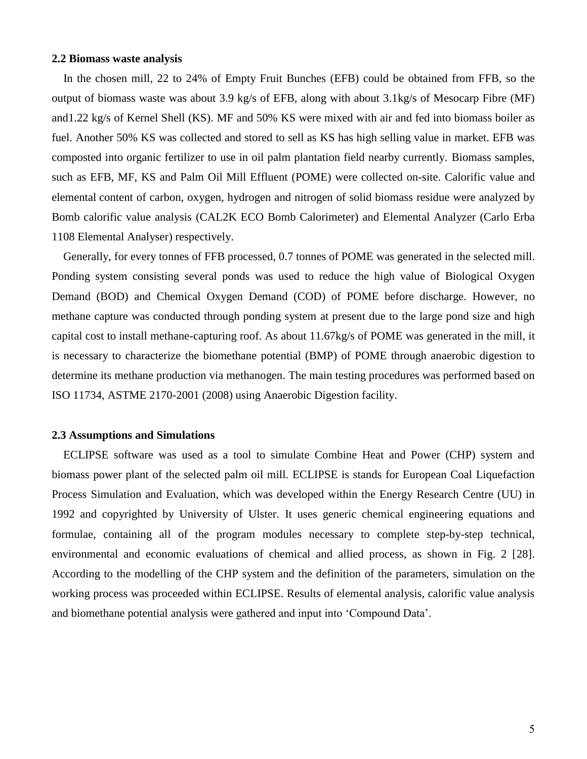### 2.2 Biomass waste analysis

In the chosen mill, 22 to 24% of Empty Fruit Bunches (EFB) could be obtained from FFB, so the output of biomass waste was about 3.9 kg/s of EFB, along with about 3.1kg/s of Mesocarp Fibre (MF) and1.22 kg/s of Kernel Shell (KS). MF and 50% KS were mixed with air and fed into biomass boiler as fuel. Another 50% KS was collected and stored to sell as KS has high selling value in market. EFB was composted into organic fertilizer to use in oil palm plantation field nearby currently. Biomass samples, such as EFB, MF, KS and Palm Oil Mill Effluent (POME) were collected on-site. Calorific value and elemental content of carbon, oxygen, hydrogen and nitrogen of solid biomass residue were analyzed by Bomb calorific value analysis (CAL2K ECO Bomb Calorimeter) and Elemental Analyzer (Carlo Erba 1108 Elemental Analyser) respectively.

Generally, for every tonnes of FFB processed, 0.7 tonnes of POME was generated in the selected mill. Ponding system consisting several ponds was used to reduce the high value of Biological Oxygen Demand (BOD) and Chemical Oxygen Demand (COD) of POME before discharge. However, no methane capture was conducted through ponding system at present due to the large pond size and high capital cost to install methane-capturing roof. As about 11.67kg/s of POME was generated in the mill, it is necessary to characterize the biomethane potential (BMP) of POME through anaerobic digestion to determine its methane production via methanogen. The main testing procedures was performed based on ISO 11734, ASTME 2170-2001 (2008) using Anaerobic Digestion facility.

### 2.3 Assumptions and Simulations

ECLIPSE software was used as a tool to simulate Combine Heat and Power (CHP) system and biomass power plant of the selected palm oil mill. ECLIPSE is stands for European Coal Liquefaction Process Simulation and Evaluation, which was developed within the Energy Research Centre (UU) in 1992 and copyrighted by University of Ulster. It uses generic chemical engineering equations and formulae, containing all of the program modules necessary to complete step-by-step technical, environmental and economic evaluations of chemical and allied process, as shown in Fig. 2 [28]. According to the modelling of the CHP system and the definition of the parameters, simulation on the working process was proceeded within ECLIPSE. Results of elemental analysis, calorific value analysis and biomethane potential analysis were gathered and input into 'Compound Data'.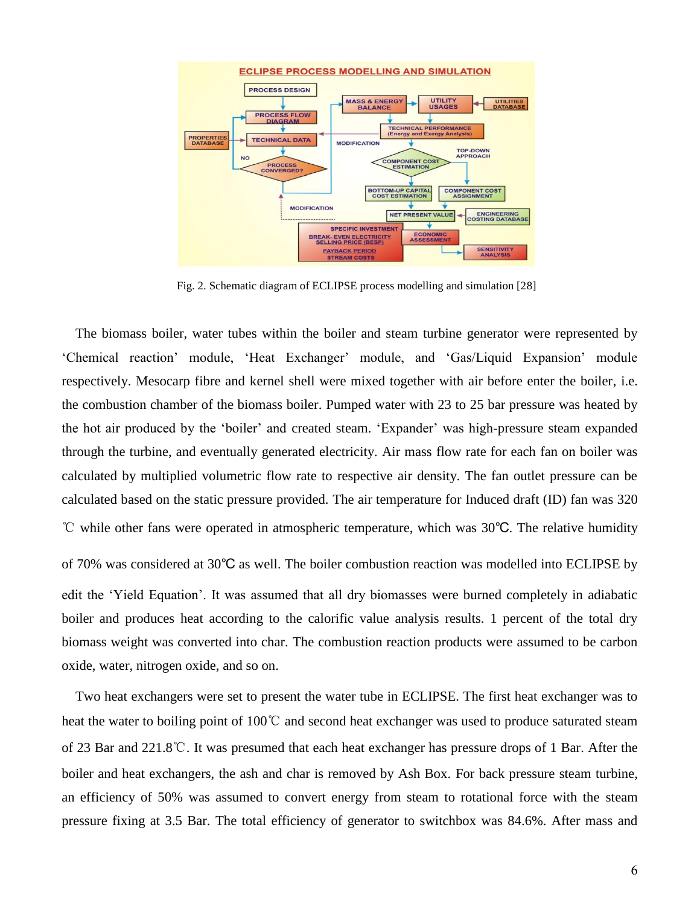Fig. 2. Schematic diagram of ECLIPSE process modelling and simulation [28]

The biomass boiler, water tubes within the boiler and steam turbine generator were represented by 'Chemical reaction' module, 'Heat Exchanger' module, and 'Gas/Liquid Expansion' module respectively. Mesocarp fibre and kernel shell were mixed together with air before enter the boiler, i.e. the combustion chamber of the biomass boiler. Pumped water with 23 to 25 bar pressure was heated by the hot air produced by the 'boiler' and created steam. 'Expander' was high-pressure steam expanded through the turbine, and eventually generated electricity. Air mass flow rate for each fan on boiler was calculated by multiplied volumetric flow rate to respective air density. The fan outlet pressure can be calculated based on the static pressure provided. The air temperature for Induced draft (ID) fan was 320 ℃ while other fans were operated in atmospheric temperature, which was 30℃. The relative humidity of 70% was considered at 30℃ as well. The boiler combustion reaction was modelled into ECLIPSE by edit the 'Yield Equation'. It was assumed that all dry biomasses were burned completely in adiabatic boiler and produces heat according to the calorific value analysis results. 1 percent of the total dry biomass weight was converted into char. The combustion reaction products were assumed to be carbon oxide, water, nitrogen oxide, and so on.

Two heat exchangers were set to present the water tube in ECLIPSE. The first heat exchanger was to heat the water to boiling point of 100℃ and second heat exchanger was used to produce saturated steam of 23 Bar and 221.8℃. It was presumed that each heat exchanger has pressure drops of 1 Bar. After the boiler and heat exchangers, the ash and char is removed by Ash Box. For back pressure steam turbine, an efficiency of 50% was assumed to convert energy from steam to rotational force with the steam pressure fixing at 3.5 Bar. The total efficiency of generator to switchbox was 84.6%. After mass and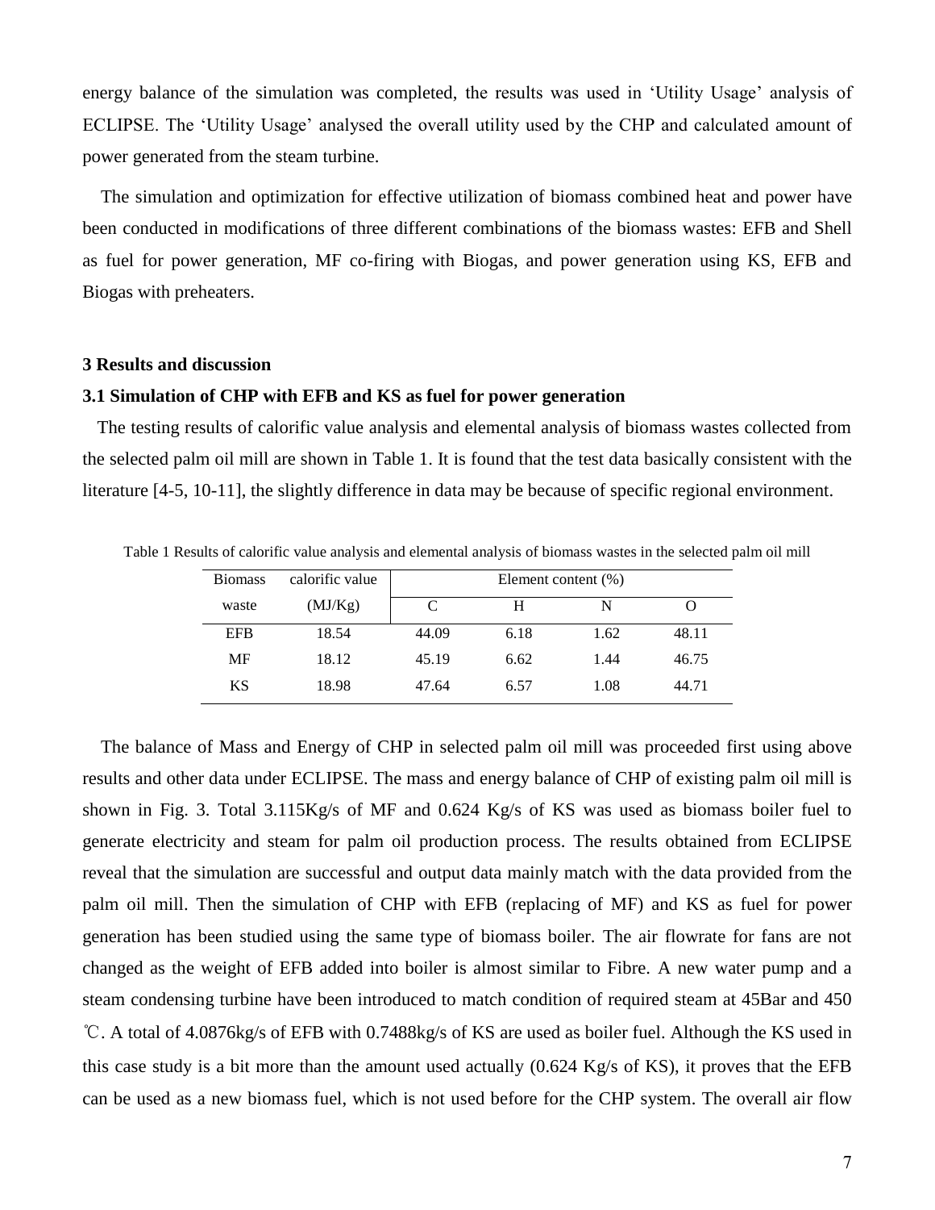energy balance of the simulation was completed, the results was used in 'Utility Usage' analysis of ECLIPSE. The 'Utility Usage' analysed the overall utility used by the CHP and calculated amount of power generated from the steam turbine.

The simulation and optimization for effective utilization of biomass combined heat and power have been conducted in modifications of three different combinations of the biomass wastes: EFB and Shell as fuel for power generation, MF co-firing with Biogas, and power generation using KS, EFB and Biogas with preheaters.

## 3 Results and discussion

### 3.1 Simulation of CHP with EFB and KS as fuel for power generation

The testing results of calorific value analysis and elemental analysis of biomass wastes collected from the selected palm oil mill are shown in Table 1. It is found that the test data basically consistent with the literature [4-5, 10-11], the slightly difference in data may be because of specific regional environment.

Table 1 Results of calorific value analysis and elemental analysis of biomass wastes in the selected palm oil mill

| Biomass waste | calorific value (MJ/Kg) | Element content (%) | | | |
|---|---|---|---|---|---|
| | | C | H | N | O |
| EFB | 18.54 | 44.09 | 6.18 | 1.62 | 48.11 |
| MF | 18.12 | 45.19 | 6.62 | 1.44 | 46.75 |
| KS | 18.98 | 47.64 | 6.57 | 1.08 | 44.71 |

The balance of Mass and Energy of CHP in selected palm oil mill was proceeded first using above results and other data under ECLIPSE. The mass and energy balance of CHP of existing palm oil mill is shown in Fig. 3. Total 3.115Kg/s of MF and 0.624 Kg/s of KS was used as biomass boiler fuel to generate electricity and steam for palm oil production process. The results obtained from ECLIPSE reveal that the simulation are successful and output data mainly match with the data provided from the palm oil mill. Then the simulation of CHP with EFB (replacing of MF) and KS as fuel for power generation has been studied using the same type of biomass boiler. The air flowrate for fans are not changed as the weight of EFB added into boiler is almost similar to Fibre. A new water pump and a steam condensing turbine have been introduced to match condition of required steam at 45Bar and 450 ℃. A total of 4.0876kg/s of EFB with 0.7488kg/s of KS are used as boiler fuel. Although the KS used in this case study is a bit more than the amount used actually (0.624 Kg/s of KS), it proves that the EFB can be used as a new biomass fuel, which is not used before for the CHP system. The overall air flow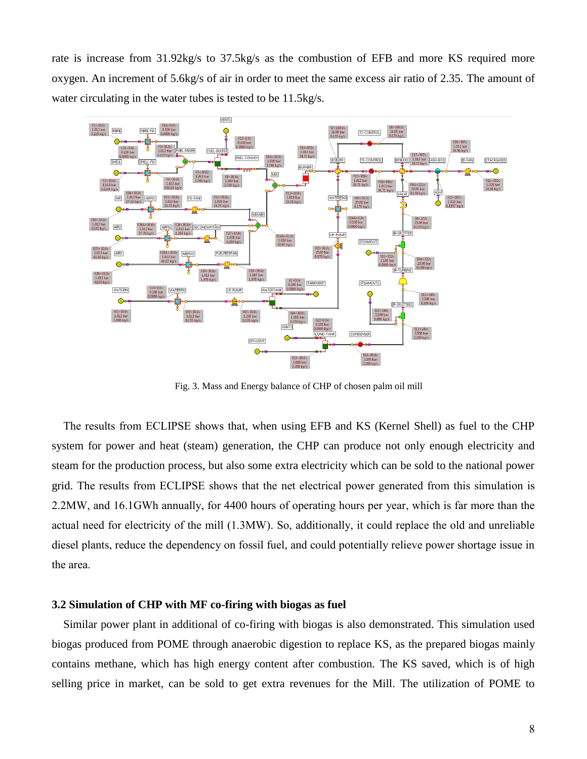rate is increase from 31.92kg/s to 37.5kg/s as the combustion of EFB and more KS required more oxygen. An increment of 5.6kg/s of air in order to meet the same excess air ratio of 2.35. The amount of water circulating in the water tubes is tested to be 11.5kg/s.

Fig. 3. Mass and Energy balance of CHP of chosen palm oil mill

The results from ECLIPSE shows that, when using EFB and KS (Kernel Shell) as fuel to the CHP system for power and heat (steam) generation, the CHP can produce not only enough electricity and steam for the production process, but also some extra electricity which can be sold to the national power grid. The results from ECLIPSE shows that the net electrical power generated from this simulation is 2.2MW, and 16.1GWh annually, for 4400 hours of operating hours per year, which is far more than the actual need for electricity of the mill (1.3MW). So, additionally, it could replace the old and unreliable diesel plants, reduce the dependency on fossil fuel, and could potentially relieve power shortage issue in the area.

### 3.2 Simulation of CHP with MF co-firing with biogas as fuel

Similar power plant in additional of co-firing with biogas is also demonstrated. This simulation used biogas produced from POME through anaerobic digestion to replace KS, as the prepared biogas mainly contains methane, which has high energy content after combustion. The KS saved, which is of high selling price in market, can be sold to get extra revenues for the Mill. The utilization of POME to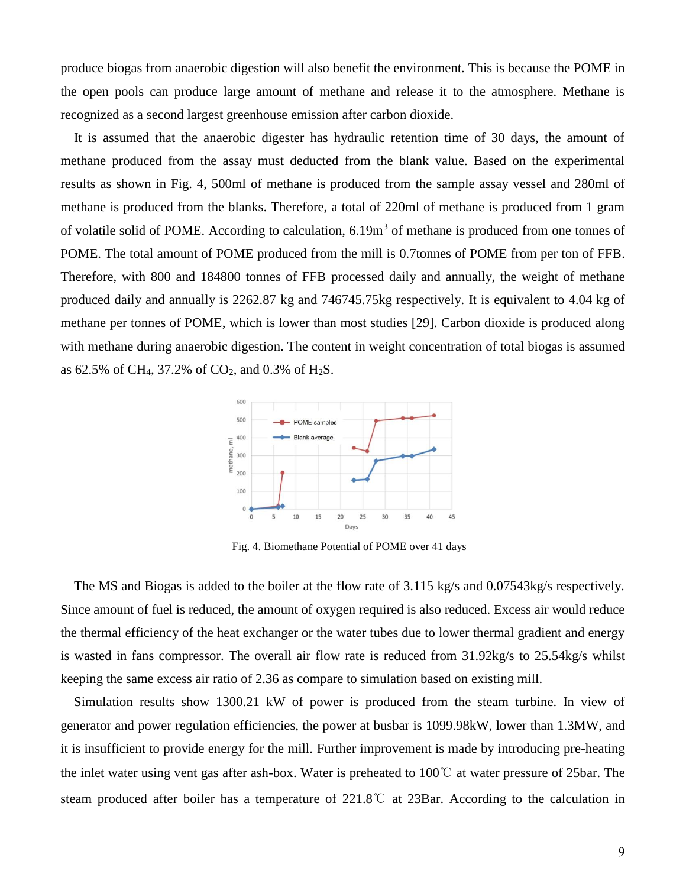produce biogas from anaerobic digestion will also benefit the environment. This is because the POME in the open pools can produce large amount of methane and release it to the atmosphere. Methane is recognized as a second largest greenhouse emission after carbon dioxide.

It is assumed that the anaerobic digester has hydraulic retention time of 30 days, the amount of methane produced from the assay must deducted from the blank value. Based on the experimental results as shown in Fig. 4, 500ml of methane is produced from the sample assay vessel and 280ml of methane is produced from the blanks. Therefore, a total of 220ml of methane is produced from 1 gram of volatile solid of POME. According to calculation, 6.19m$^3$ of methane is produced from one tonnes of POME. The total amount of POME produced from the mill is 0.7tonnes of POME from per ton of FFB. Therefore, with 800 and 184800 tonnes of FFB processed daily and annually, the weight of methane produced daily and annually is 2262.87 kg and 746745.75kg respectively. It is equivalent to 4.04 kg of methane per tonnes of POME, which is lower than most studies [29]. Carbon dioxide is produced along with methane during anaerobic digestion. The content in weight concentration of total biogas is assumed as 62.5% of $CH_4$, 37.2% of $CO_2$, and 0.3% of $H_2S$.

Fig. 4. Biomethane Potential of POME over 41 days

The MS and Biogas is added to the boiler at the flow rate of 3.115 kg/s and 0.07543kg/s respectively. Since amount of fuel is reduced, the amount of oxygen required is also reduced. Excess air would reduce the thermal efficiency of the heat exchanger or the water tubes due to lower thermal gradient and energy is wasted in fans compressor. The overall air flow rate is reduced from 31.92kg/s to 25.54kg/s whilst keeping the same excess air ratio of 2.36 as compare to simulation based on existing mill.

Simulation results show 1300.21 kW of power is produced from the steam turbine. In view of generator and power regulation efficiencies, the power at busbar is 1099.98kW, lower than 1.3MW, and it is insufficient to provide energy for the mill. Further improvement is made by introducing pre-heating the inlet water using vent gas after ash-box. Water is preheated to 100℃ at water pressure of 25bar. The steam produced after boiler has a temperature of 221.8℃ at 23Bar. According to the calculation in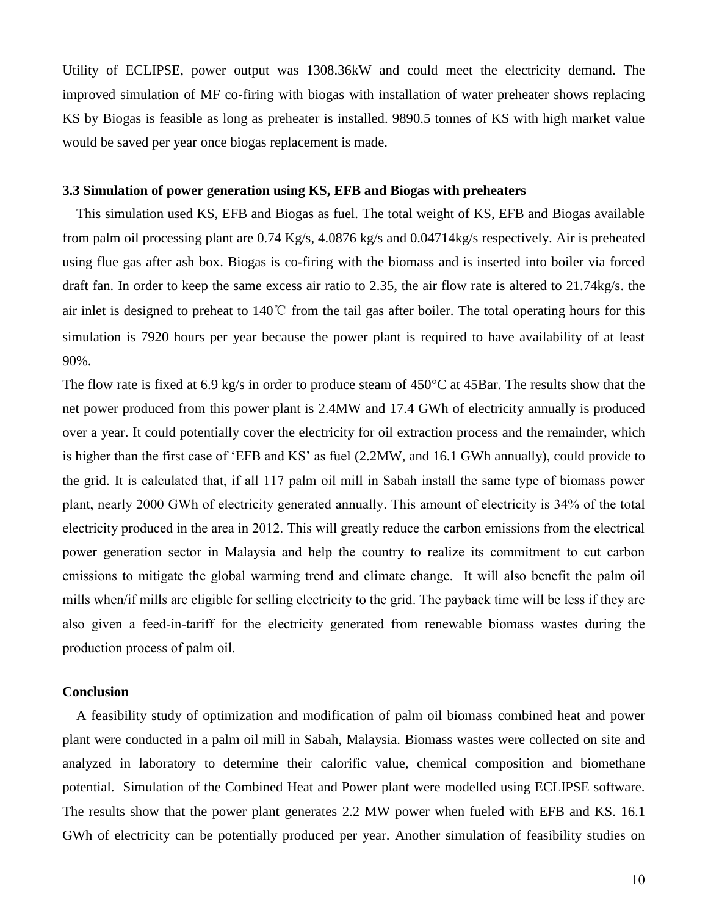Utility of ECLIPSE, power output was 1308.36kW and could meet the electricity demand. The improved simulation of MF co-firing with biogas with installation of water preheater shows replacing KS by Biogas is feasible as long as preheater is installed. 9890.5 tonnes of KS with high market value would be saved per year once biogas replacement is made.

### 3.3 Simulation of power generation using KS, EFB and Biogas with preheaters

This simulation used KS, EFB and Biogas as fuel. The total weight of KS, EFB and Biogas available from palm oil processing plant are 0.74 Kg/s, 4.0876 kg/s and 0.04714kg/s respectively. Air is preheated using flue gas after ash box. Biogas is co-firing with the biomass and is inserted into boiler via forced draft fan. In order to keep the same excess air ratio to 2.35, the air flow rate is altered to 21.74kg/s. the air inlet is designed to preheat to 140℃ from the tail gas after boiler. The total operating hours for this simulation is 7920 hours per year because the power plant is required to have availability of at least 90%.

The flow rate is fixed at 6.9 kg/s in order to produce steam of 450°C at 45Bar. The results show that the net power produced from this power plant is 2.4MW and 17.4 GWh of electricity annually is produced over a year. It could potentially cover the electricity for oil extraction process and the remainder, which is higher than the first case of 'EFB and KS' as fuel (2.2MW, and 16.1 GWh annually), could provide to the grid. It is calculated that, if all 117 palm oil mill in Sabah install the same type of biomass power plant, nearly 2000 GWh of electricity generated annually. This amount of electricity is 34% of the total electricity produced in the area in 2012. This will greatly reduce the carbon emissions from the electrical power generation sector in Malaysia and help the country to realize its commitment to cut carbon emissions to mitigate the global warming trend and climate change. It will also benefit the palm oil mills when/if mills are eligible for selling electricity to the grid. The payback time will be less if they are also given a feed-in-tariff for the electricity generated from renewable biomass wastes during the production process of palm oil.

## Conclusion

A feasibility study of optimization and modification of palm oil biomass combined heat and power plant were conducted in a palm oil mill in Sabah, Malaysia. Biomass wastes were collected on site and analyzed in laboratory to determine their calorific value, chemical composition and biomethane potential. Simulation of the Combined Heat and Power plant were modelled using ECLIPSE software. The results show that the power plant generates 2.2 MW power when fueled with EFB and KS. 16.1 GWh of electricity can be potentially produced per year. Another simulation of feasibility studies on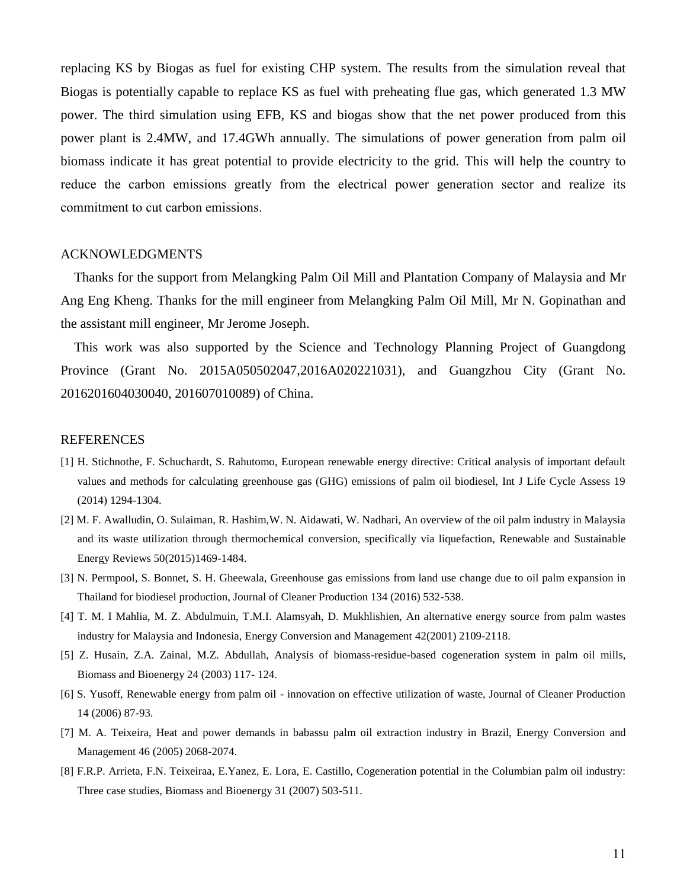replacing KS by Biogas as fuel for existing CHP system. The results from the simulation reveal that Biogas is potentially capable to replace KS as fuel with preheating flue gas, which generated 1.3 MW power. The third simulation using EFB, KS and biogas show that the net power produced from this power plant is 2.4MW, and 17.4GWh annually. The simulations of power generation from palm oil biomass indicate it has great potential to provide electricity to the grid. This will help the country to reduce the carbon emissions greatly from the electrical power generation sector and realize its commitment to cut carbon emissions.

## ACKNOWLEDGMENTS

Thanks for the support from Melangking Palm Oil Mill and Plantation Company of Malaysia and Mr Ang Eng Kheng. Thanks for the mill engineer from Melangking Palm Oil Mill, Mr N. Gopinathan and the assistant mill engineer, Mr Jerome Joseph.

This work was also supported by the Science and Technology Planning Project of Guangdong Province (Grant No. 2015A050502047,2016A020221031), and Guangzhou City (Grant No. 2016201604030040, 201607010089) of China.

## REFERENCES

[1] H. Stichnothe, F. Schuchardt, S. Rahutomo, European renewable energy directive: Critical analysis of important default values and methods for calculating greenhouse gas (GHG) emissions of palm oil biodiesel, Int J Life Cycle Assess 19 (2014) 1294-1304.

[2] M. F. Awalludin, O. Sulaiman, R. Hashim,W. N. Aidawati, W. Nadhari, An overview of the oil palm industry in Malaysia and its waste utilization through thermochemical conversion, specifically via liquefaction, Renewable and Sustainable Energy Reviews 50(2015)1469-1484.

[3] N. Permpool, S. Bonnet, S. H. Gheewala, Greenhouse gas emissions from land use change due to oil palm expansion in Thailand for biodiesel production, Journal of Cleaner Production 134 (2016) 532-538.

[4] T. M. I Mahlia, M. Z. Abdulmuin, T.M.I. Alamsyah, D. Mukhlishien, An alternative energy source from palm wastes industry for Malaysia and Indonesia, Energy Conversion and Management 42(2001) 2109-2118.

[5] Z. Husain, Z.A. Zainal, M.Z. Abdullah, Analysis of biomass-residue-based cogeneration system in palm oil mills, Biomass and Bioenergy 24 (2003) 117- 124.

[6] S. Yusoff, Renewable energy from palm oil - innovation on effective utilization of waste, Journal of Cleaner Production 14 (2006) 87-93.

[7] M. A. Teixeira, Heat and power demands in babassu palm oil extraction industry in Brazil, Energy Conversion and Management 46 (2005) 2068-2074.

[8] F.R.P. Arrieta, F.N. Teixeiraa, E.Yanez, E. Lora, E. Castillo, Cogeneration potential in the Columbian palm oil industry: Three case studies, Biomass and Bioenergy 31 (2007) 503-511.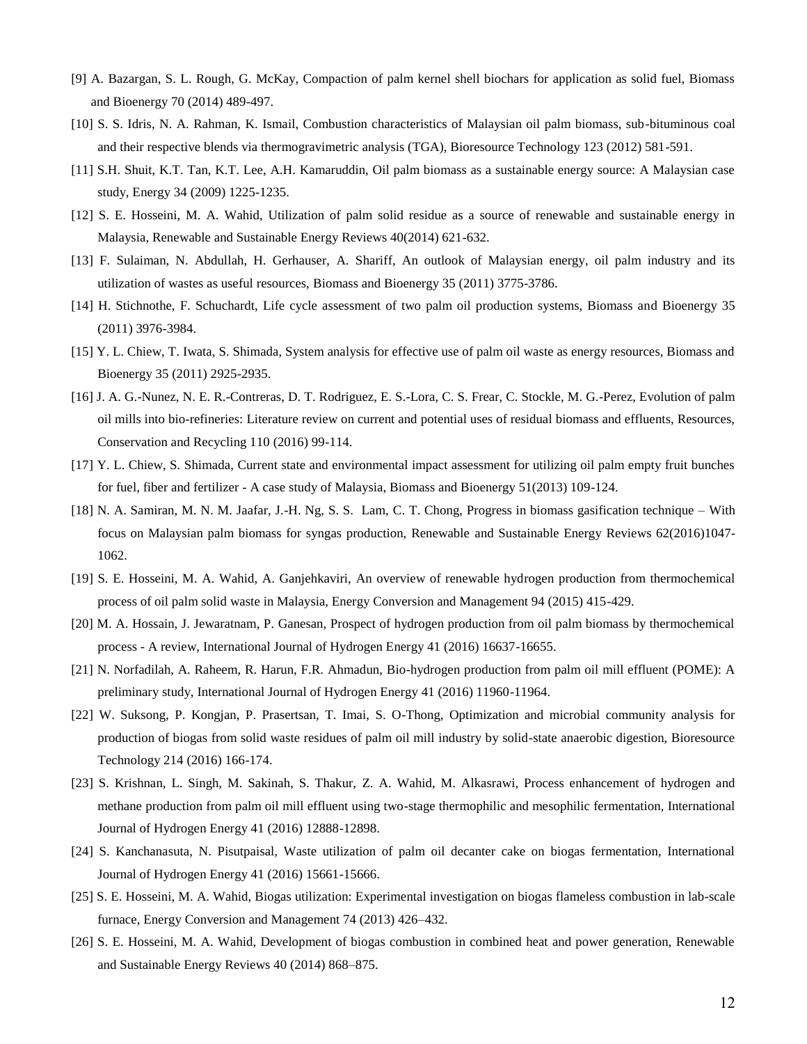[9] A. Bazargan, S. L. Rough, G. McKay, Compaction of palm kernel shell biochars for application as solid fuel, Biomass and Bioenergy 70 (2014) 489-497.

[10] S. S. Idris, N. A. Rahman, K. Ismail, Combustion characteristics of Malaysian oil palm biomass, sub-bituminous coal and their respective blends via thermogravimetric analysis (TGA), Bioresource Technology 123 (2012) 581-591.

[11] S.H. Shuit, K.T. Tan, K.T. Lee, A.H. Kamaruddin, Oil palm biomass as a sustainable energy source: A Malaysian case study, Energy 34 (2009) 1225-1235.

[12] S. E. Hosseini, M. A. Wahid, Utilization of palm solid residue as a source of renewable and sustainable energy in Malaysia, Renewable and Sustainable Energy Reviews 40(2014) 621-632.

[13] F. Sulaiman, N. Abdullah, H. Gerhauser, A. Shariff, An outlook of Malaysian energy, oil palm industry and its utilization of wastes as useful resources, Biomass and Bioenergy 35 (2011) 3775-3786.

[14] H. Stichnothe, F. Schuchardt, Life cycle assessment of two palm oil production systems, Biomass and Bioenergy 35 (2011) 3976-3984.

[15] Y. L. Chiew, T. Iwata, S. Shimada, System analysis for effective use of palm oil waste as energy resources, Biomass and Bioenergy 35 (2011) 2925-2935.

[16] J. A. G.-Nunez, N. E. R.-Contreras, D. T. Rodriguez, E. S.-Lora, C. S. Frear, C. Stockle, M. G.-Perez, Evolution of palm oil mills into bio-refineries: Literature review on current and potential uses of residual biomass and effluents, Resources, Conservation and Recycling 110 (2016) 99-114.

[17] Y. L. Chiew, S. Shimada, Current state and environmental impact assessment for utilizing oil palm empty fruit bunches for fuel, fiber and fertilizer - A case study of Malaysia, Biomass and Bioenergy 51(2013) 109-124.

[18] N. A. Samiran, M. N. M. Jaafar, J.-H. Ng, S. S. Lam, C. T. Chong, Progress in biomass gasification technique – With focus on Malaysian palm biomass for syngas production, Renewable and Sustainable Energy Reviews 62(2016)1047-1062.

[19] S. E. Hosseini, M. A. Wahid, A. Ganjehkaviri, An overview of renewable hydrogen production from thermochemical process of oil palm solid waste in Malaysia, Energy Conversion and Management 94 (2015) 415-429.

[20] M. A. Hossain, J. Jewaratnam, P. Ganesan, Prospect of hydrogen production from oil palm biomass by thermochemical process - A review, International Journal of Hydrogen Energy 41 (2016) 16637-16655.

[21] N. Norfadilah, A. Raheem, R. Harun, F.R. Ahmadun, Bio-hydrogen production from palm oil mill effluent (POME): A preliminary study, International Journal of Hydrogen Energy 41 (2016) 11960-11964.

[22] W. Suksong, P. Kongjan, P. Prasertsan, T. Imai, S. O-Thong, Optimization and microbial community analysis for production of biogas from solid waste residues of palm oil mill industry by solid-state anaerobic digestion, Bioresource Technology 214 (2016) 166-174.

[23] S. Krishnan, L. Singh, M. Sakinah, S. Thakur, Z. A. Wahid, M. Alkasrawi, Process enhancement of hydrogen and methane production from palm oil mill effluent using two-stage thermophilic and mesophilic fermentation, International Journal of Hydrogen Energy 41 (2016) 12888-12898.

[24] S. Kanchanasuta, N. Pisutpaisal, Waste utilization of palm oil decanter cake on biogas fermentation, International Journal of Hydrogen Energy 41 (2016) 15661-15666.

[25] S. E. Hosseini, M. A. Wahid, Biogas utilization: Experimental investigation on biogas flameless combustion in lab-scale furnace, Energy Conversion and Management 74 (2013) 426–432.

[26] S. E. Hosseini, M. A. Wahid, Development of biogas combustion in combined heat and power generation, Renewable and Sustainable Energy Reviews 40 (2014) 868–875.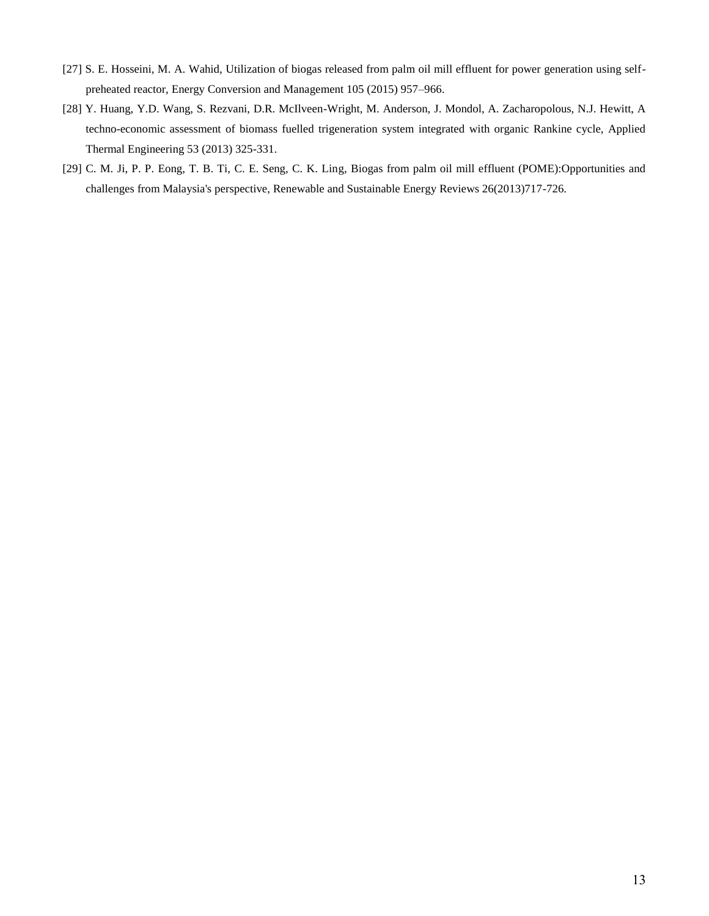[27] S. E. Hosseini, M. A. Wahid, Utilization of biogas released from palm oil mill effluent for power generation using self-preheated reactor, Energy Conversion and Management 105 (2015) 957–966.

[28] Y. Huang, Y.D. Wang, S. Rezvani, D.R. McIlveen-Wright, M. Anderson, J. Mondol, A. Zacharopolous, N.J. Hewitt, A techno-economic assessment of biomass fuelled trigeneration system integrated with organic Rankine cycle, Applied Thermal Engineering 53 (2013) 325-331.

[29] C. M. Ji, P. P. Eong, T. B. Ti, C. E. Seng, C. K. Ling, Biogas from palm oil mill effluent (POME):Opportunities and challenges from Malaysia's perspective, Renewable and Sustainable Energy Reviews 26(2013)717-726.